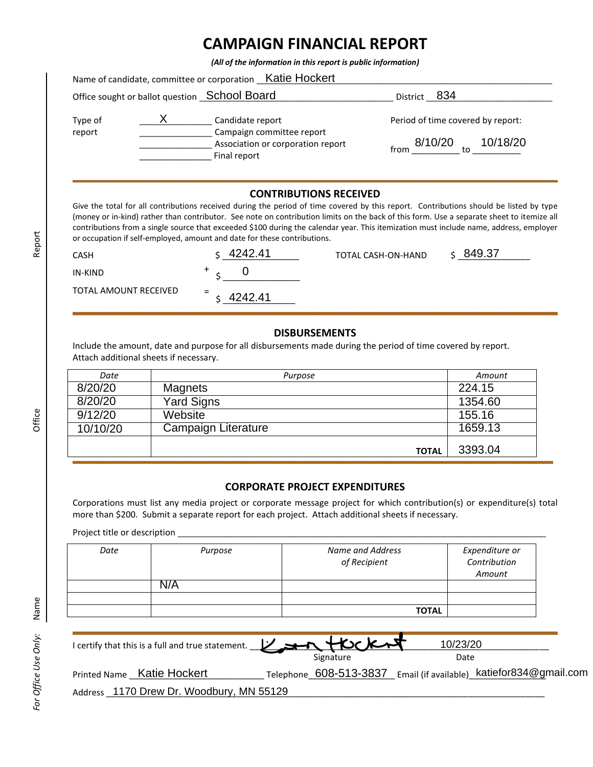# CAMPAIGN FINANCIAL REPORT

*(All of the information in this report is public information)*

Name of candidate, committee or corporation: Katie Hockert

Office sought or ballot question: School Board    District: 834

Type of report:
- X Candidate report
- ___ Campaign committee report
- ___ Association or corporation report
- ___ Final report

Period of time covered by report: from 8/10/20 to 10/18/20

## CONTRIBUTIONS RECEIVED

Give the total for all contributions received during the period of time covered by this report. Contributions should be listed by type (money or in-kind) rather than contributor. See note on contribution limits on the back of this form. Use a separate sheet to itemize all contributions from a single source that exceeded $100 during the calendar year. This itemization must include name, address, employer or occupation if self-employed, amount and date for these contributions.

| | | |
|---|---|---|
| CASH | | $ 4242.41 |
| IN-KIND | + | $ 0 |
| TOTAL AMOUNT RECEIVED | = | $ 4242.41 |

TOTAL CASH-ON-HAND $ 849.37

## DISBURSEMENTS

Include the amount, date and purpose for all disbursements made during the period of time covered by report. Attach additional sheets if necessary.

| *Date* | *Purpose* | *Amount* |
|---|---|---|
| 8/20/20 | Magnets | 224.15 |
| 8/20/20 | Yard Signs | 1354.60 |
| 9/12/20 | Website | 155.16 |
| 10/10/20 | Campaign Literature | 1659.13 |
| | **TOTAL** | 3393.04 |

## CORPORATE PROJECT EXPENDITURES

Corporations must list any media project or corporate message project for which contribution(s) or expenditure(s) total more than $200. Submit a separate report for each project. Attach additional sheets if necessary.

Project title or description ___

| *Date* | *Purpose* | *Name and Address of Recipient* | *Expenditure or Contribution Amount* |
|---|---|---|---|
| | N/A | | |
| | | | |
| | | **TOTAL** | |

I certify that this is a full and true statement. Signature: Katie Hockert    Date: 10/23/20

Printed Name: Katie Hockert    Telephone: 608-513-3837    Email (if available): katiefor834@gmail.com

Address: 1170 Drew Dr. Woodbury, MN 55129

*For Office Use Only:* Name ___ Office ___ Report ___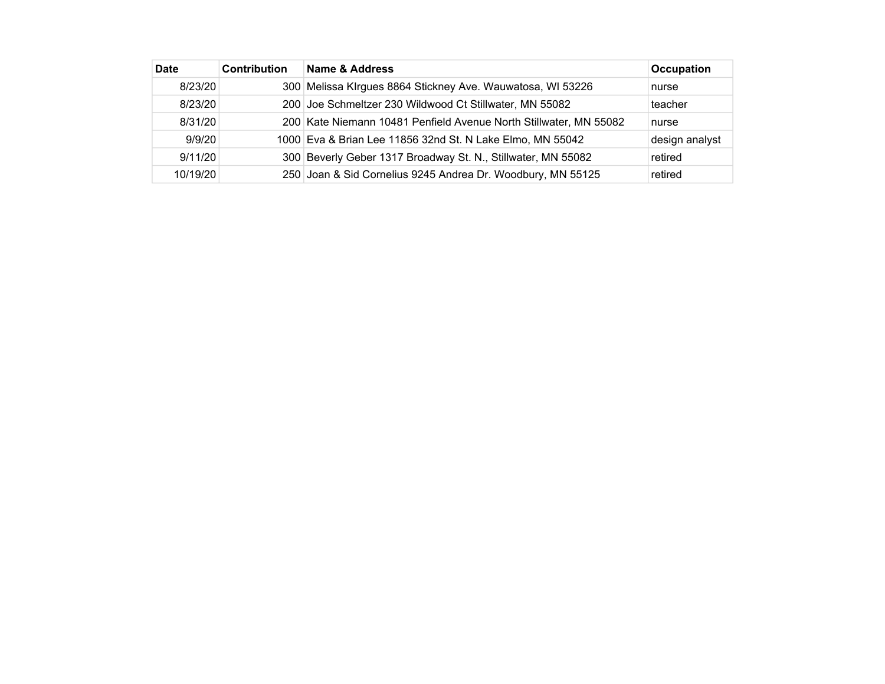| Date | Contribution | Name & Address | Occupation |
| --- | --- | --- | --- |
| 8/23/20 | 300 | Melissa KIrgues 8864 Stickney Ave. Wauwatosa, WI 53226 | nurse |
| 8/23/20 | 200 | Joe Schmeltzer 230 Wildwood Ct Stillwater, MN 55082 | teacher |
| 8/31/20 | 200 | Kate Niemann 10481 Penfield Avenue North Stillwater, MN 55082 | nurse |
| 9/9/20 | 1000 | Eva & Brian Lee 11856 32nd St. N Lake Elmo, MN 55042 | design analyst |
| 9/11/20 | 300 | Beverly Geber 1317 Broadway St. N., Stillwater, MN 55082 | retired |
| 10/19/20 | 250 | Joan & Sid Cornelius 9245 Andrea Dr. Woodbury, MN 55125 | retired |